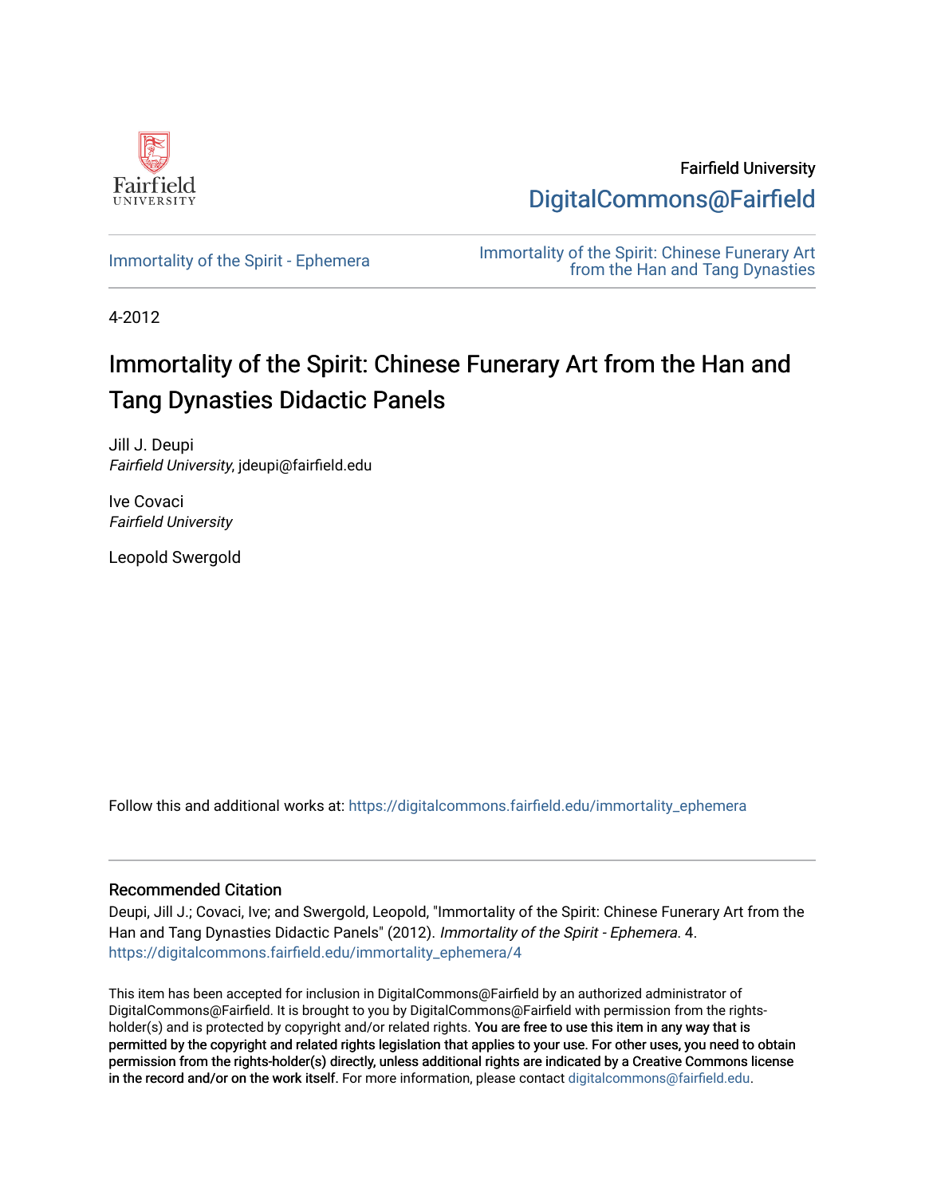Fairfield University

DigitalCommons@Fairfield

Immortality of the Spirit - Ephemera

Immortality of the Spirit: Chinese Funerary Art from the Han and Tang Dynasties

4-2012

# Immortality of the Spirit: Chinese Funerary Art from the Han and Tang Dynasties Didactic Panels

Jill J. Deupi
*Fairfield University*, jdeupi@fairfield.edu

Ive Covaci
*Fairfield University*

Leopold Swergold

Follow this and additional works at: https://digitalcommons.fairfield.edu/immortality_ephemera

## Recommended Citation

Deupi, Jill J.; Covaci, Ive; and Swergold, Leopold, "Immortality of the Spirit: Chinese Funerary Art from the Han and Tang Dynasties Didactic Panels" (2012). *Immortality of the Spirit - Ephemera*. 4.
https://digitalcommons.fairfield.edu/immortality_ephemera/4

This item has been accepted for inclusion in DigitalCommons@Fairfield by an authorized administrator of DigitalCommons@Fairfield. It is brought to you by DigitalCommons@Fairfield with permission from the rights-holder(s) and is protected by copyright and/or related rights. You are free to use this item in any way that is permitted by the copyright and related rights legislation that applies to your use. For other uses, you need to obtain permission from the rights-holder(s) directly, unless additional rights are indicated by a Creative Commons license in the record and/or on the work itself. For more information, please contact digitalcommons@fairfield.edu.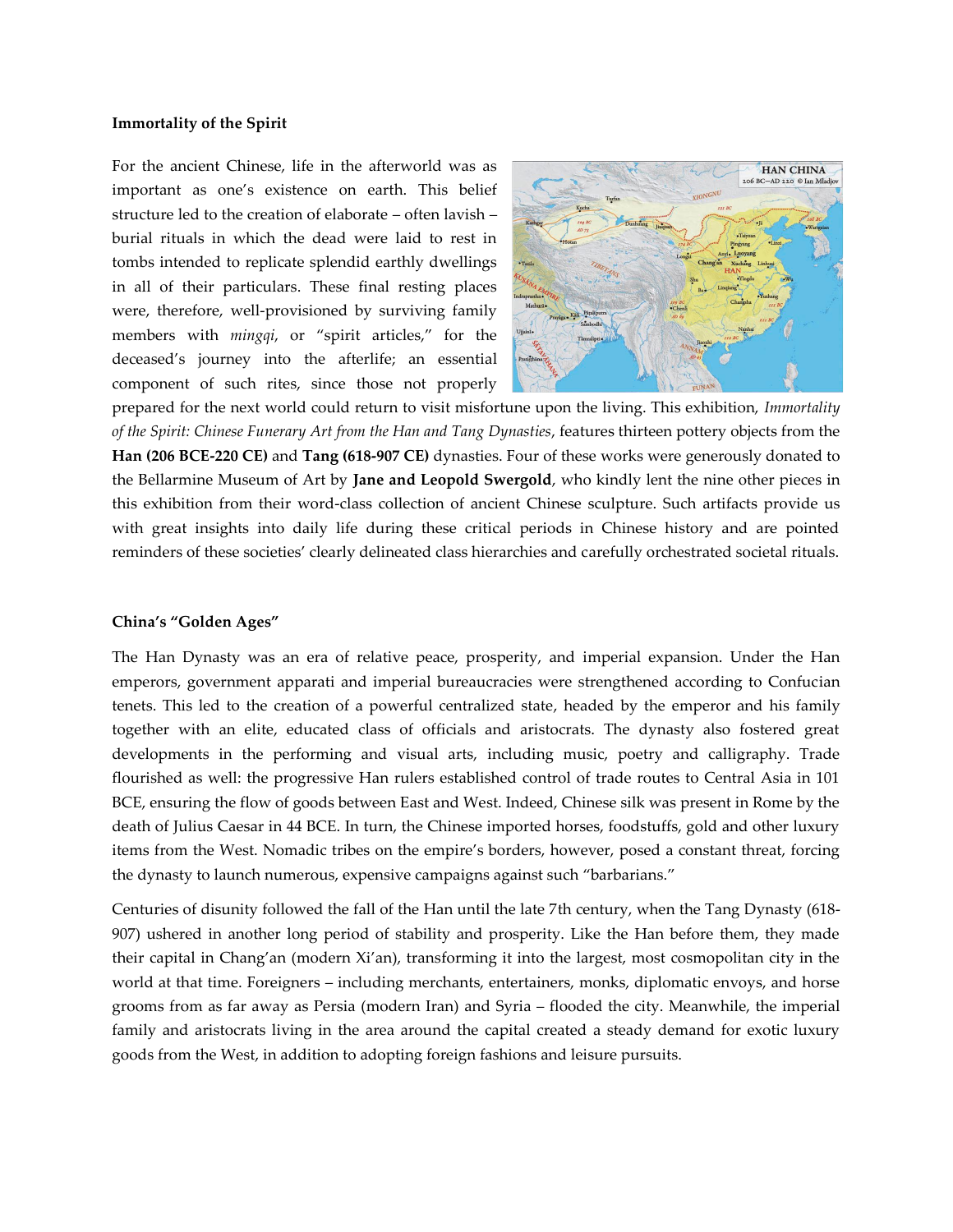### Immortality of the Spirit

For the ancient Chinese, life in the afterworld was as important as one's existence on earth. This belief structure led to the creation of elaborate – often lavish – burial rituals in which the dead were laid to rest in tombs intended to replicate splendid earthly dwellings in all of their particulars. These final resting places were, therefore, well-provisioned by surviving family members with *mingqi*, or "spirit articles," for the deceased's journey into the afterlife; an essential component of such rites, since those not properly prepared for the next world could return to visit misfortune upon the living. This exhibition, *Immortality of the Spirit: Chinese Funerary Art from the Han and Tang Dynasties*, features thirteen pottery objects from the **Han (206 BCE-220 CE)** and **Tang (618-907 CE)** dynasties. Four of these works were generously donated to the Bellarmine Museum of Art by **Jane and Leopold Swergold**, who kindly lent the nine other pieces in this exhibition from their word-class collection of ancient Chinese sculpture. Such artifacts provide us with great insights into daily life during these critical periods in Chinese history and are pointed reminders of these societies' clearly delineated class hierarchies and carefully orchestrated societal rituals.

### China's "Golden Ages"

The Han Dynasty was an era of relative peace, prosperity, and imperial expansion. Under the Han emperors, government apparati and imperial bureaucracies were strengthened according to Confucian tenets. This led to the creation of a powerful centralized state, headed by the emperor and his family together with an elite, educated class of officials and aristocrats. The dynasty also fostered great developments in the performing and visual arts, including music, poetry and calligraphy. Trade flourished as well: the progressive Han rulers established control of trade routes to Central Asia in 101 BCE, ensuring the flow of goods between East and West. Indeed, Chinese silk was present in Rome by the death of Julius Caesar in 44 BCE. In turn, the Chinese imported horses, foodstuffs, gold and other luxury items from the West. Nomadic tribes on the empire's borders, however, posed a constant threat, forcing the dynasty to launch numerous, expensive campaigns against such "barbarians."

Centuries of disunity followed the fall of the Han until the late 7th century, when the Tang Dynasty (618-907) ushered in another long period of stability and prosperity. Like the Han before them, they made their capital in Chang'an (modern Xi'an), transforming it into the largest, most cosmopolitan city in the world at that time. Foreigners – including merchants, entertainers, monks, diplomatic envoys, and horse grooms from as far away as Persia (modern Iran) and Syria – flooded the city. Meanwhile, the imperial family and aristocrats living in the area around the capital created a steady demand for exotic luxury goods from the West, in addition to adopting foreign fashions and leisure pursuits.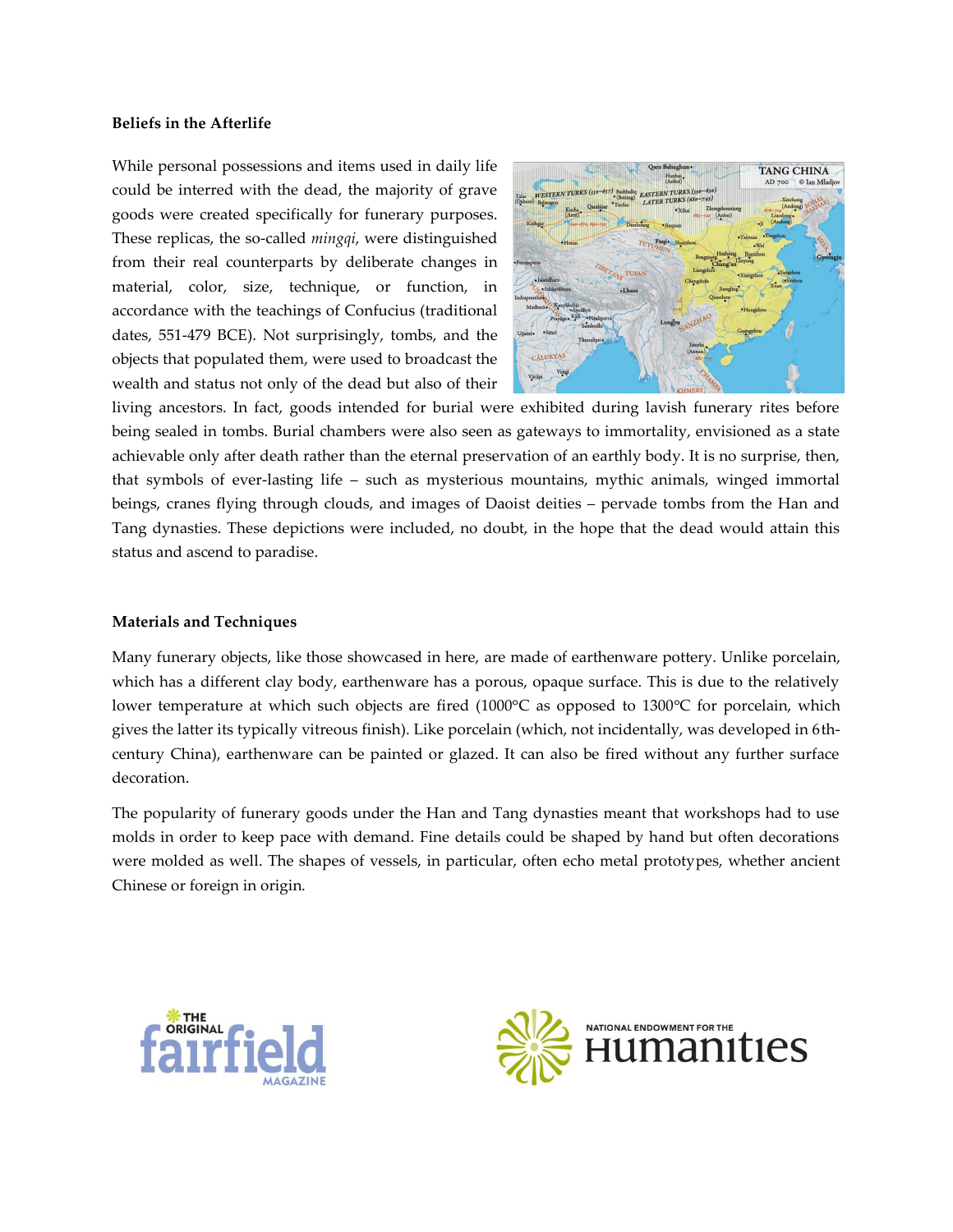**Beliefs in the Afterlife**

While personal possessions and items used in daily life could be interred with the dead, the majority of grave goods were created specifically for funerary purposes. These replicas, the so-called *mingqi*, were distinguished from their real counterparts by deliberate changes in material, color, size, technique, or function, in accordance with the teachings of Confucius (traditional dates, 551-479 BCE). Not surprisingly, tombs, and the objects that populated them, were used to broadcast the wealth and status not only of the dead but also of their living ancestors. In fact, goods intended for burial were exhibited during lavish funerary rites before being sealed in tombs. Burial chambers were also seen as gateways to immortality, envisioned as a state achievable only after death rather than the eternal preservation of an earthly body. It is no surprise, then, that symbols of ever-lasting life – such as mysterious mountains, mythic animals, winged immortal beings, cranes flying through clouds, and images of Daoist deities – pervade tombs from the Han and Tang dynasties. These depictions were included, no doubt, in the hope that the dead would attain this status and ascend to paradise.

**Materials and Techniques**

Many funerary objects, like those showcased in here, are made of earthenware pottery. Unlike porcelain, which has a different clay body, earthenware has a porous, opaque surface. This is due to the relatively lower temperature at which such objects are fired (1000°C as opposed to 1300°C for porcelain, which gives the latter its typically vitreous finish). Like porcelain (which, not incidentally, was developed in 6th-century China), earthenware can be painted or glazed. It can also be fired without any further surface decoration.

The popularity of funerary goods under the Han and Tang dynasties meant that workshops had to use molds in order to keep pace with demand. Fine details could be shaped by hand but often decorations were molded as well. The shapes of vessels, in particular, often echo metal prototypes, whether ancient Chinese or foreign in origin.